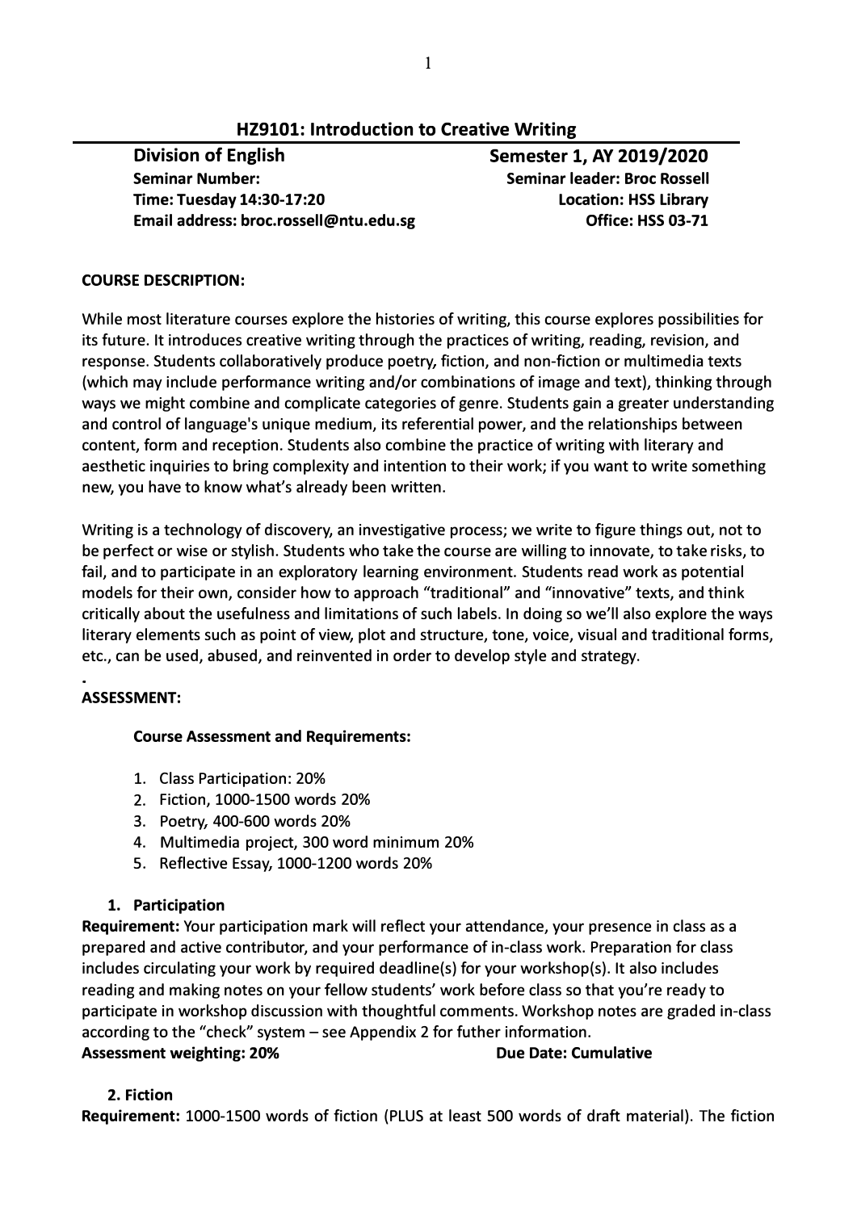# HZ9101: Introduction to Creative Writing

**Division of English** | **Semester 1, AY 2019/2020**
**Seminar Number:** | **Seminar leader: Broc Rossell**
**Time: Tuesday 14:30-17:20** | **Location: HSS Library**
**Email address: broc.rossell@ntu.edu.sg** | **Office: HSS 03-71**

## COURSE DESCRIPTION:

While most literature courses explore the histories of writing, this course explores possibilities for its future. It introduces creative writing through the practices of writing, reading, revision, and response. Students collaboratively produce poetry, fiction, and non-fiction or multimedia texts (which may include performance writing and/or combinations of image and text), thinking through ways we might combine and complicate categories of genre. Students gain a greater understanding and control of language's unique medium, its referential power, and the relationships between content, form and reception. Students also combine the practice of writing with literary and aesthetic inquiries to bring complexity and intention to their work; if you want to write something new, you have to know what's already been written.

Writing is a technology of discovery, an investigative process; we write to figure things out, not to be perfect or wise or stylish. Students who take the course are willing to innovate, to take risks, to fail, and to participate in an exploratory learning environment. Students read work as potential models for their own, consider how to approach "traditional" and "innovative" texts, and think critically about the usefulness and limitations of such labels. In doing so we'll also explore the ways literary elements such as point of view, plot and structure, tone, voice, visual and traditional forms, etc., can be used, abused, and reinvented in order to develop style and strategy.

.

## ASSESSMENT:

### Course Assessment and Requirements:

1. Class Participation: 20%
2. Fiction, 1000-1500 words 20%
3. Poetry, 400-600 words 20%
4. Multimedia project, 300 word minimum 20%
5. Reflective Essay, 1000-1200 words 20%

### 1. Participation

**Requirement:** Your participation mark will reflect your attendance, your presence in class as a prepared and active contributor, and your performance of in-class work. Preparation for class includes circulating your work by required deadline(s) for your workshop(s). It also includes reading and making notes on your fellow students' work before class so that you're ready to participate in workshop discussion with thoughtful comments. Workshop notes are graded in-class according to the "check" system – see Appendix 2 for futher information.

**Assessment weighting: 20%** **Due Date: Cumulative**

### 2. Fiction

**Requirement:** 1000-1500 words of fiction (PLUS at least 500 words of draft material). The fiction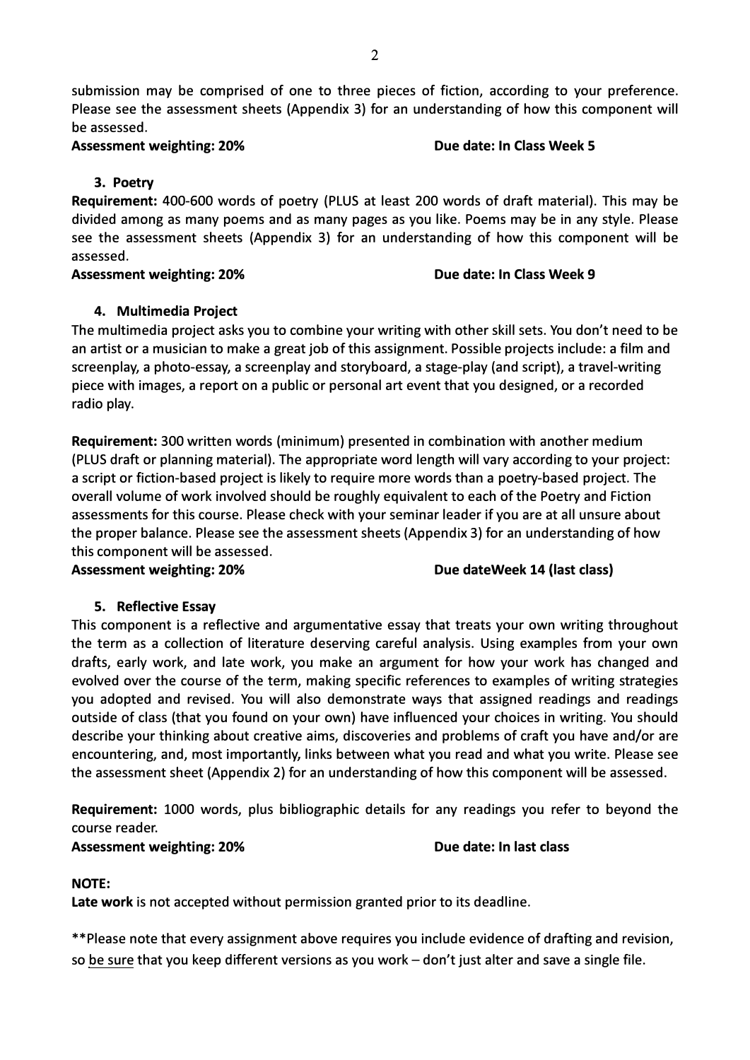submission may be comprised of one to three pieces of fiction, according to your preference. Please see the assessment sheets (Appendix 3) for an understanding of how this component will be assessed.

**Assessment weighting: 20%** **Due date: In Class Week 5**

3. **Poetry**

**Requirement:** 400-600 words of poetry (PLUS at least 200 words of draft material). This may be divided among as many poems and as many pages as you like. Poems may be in any style. Please see the assessment sheets (Appendix 3) for an understanding of how this component will be assessed.

**Assessment weighting: 20%** **Due date: In Class Week 9**

4. **Multimedia Project**

The multimedia project asks you to combine your writing with other skill sets. You don't need to be an artist or a musician to make a great job of this assignment. Possible projects include: a film and screenplay, a photo-essay, a screenplay and storyboard, a stage-play (and script), a travel-writing piece with images, a report on a public or personal art event that you designed, or a recorded radio play.

**Requirement:** 300 written words (minimum) presented in combination with another medium (PLUS draft or planning material). The appropriate word length will vary according to your project: a script or fiction-based project is likely to require more words than a poetry-based project. The overall volume of work involved should be roughly equivalent to each of the Poetry and Fiction assessments for this course. Please check with your seminar leader if you are at all unsure about the proper balance. Please see the assessment sheets (Appendix 3) for an understanding of how this component will be assessed.

**Assessment weighting: 20%** **Due dateWeek 14 (last class)**

5. **Reflective Essay**

This component is a reflective and argumentative essay that treats your own writing throughout the term as a collection of literature deserving careful analysis. Using examples from your own drafts, early work, and late work, you make an argument for how your work has changed and evolved over the course of the term, making specific references to examples of writing strategies you adopted and revised. You will also demonstrate ways that assigned readings and readings outside of class (that you found on your own) have influenced your choices in writing. You should describe your thinking about creative aims, discoveries and problems of craft you have and/or are encountering, and, most importantly, links between what you read and what you write. Please see the assessment sheet (Appendix 2) for an understanding of how this component will be assessed.

**Requirement:** 1000 words, plus bibliographic details for any readings you refer to beyond the course reader.

**Assessment weighting: 20%** **Due date: In last class**

**NOTE:**

**Late work** is not accepted without permission granted prior to its deadline.

**Please note that every assignment above requires you include evidence of drafting and revision, so <u>be sure</u> that you keep different versions as you work – don't just alter and save a single file.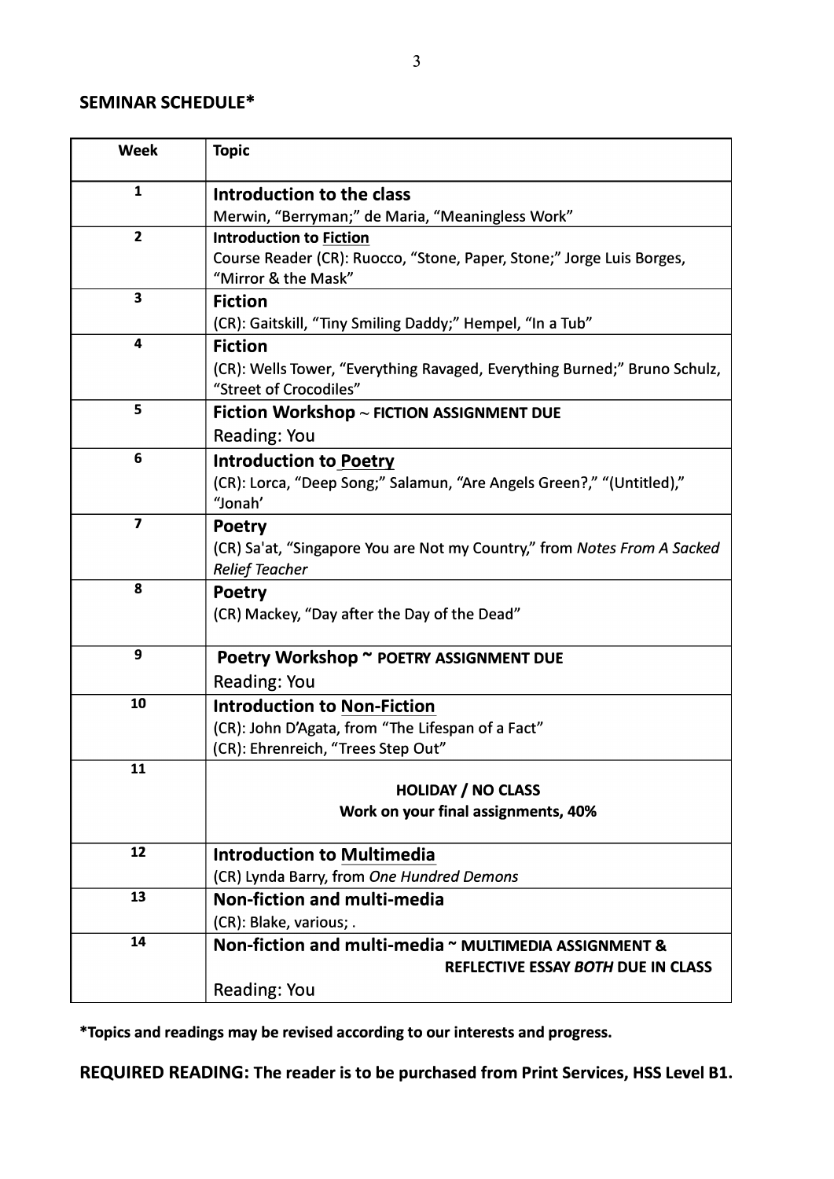## SEMINAR SCHEDULE*

| Week | Topic |
|---|---|
| 1 | **Introduction to the class**<br>Merwin, "Berryman;" de Maria, "Meaningless Work" |
| 2 | **Introduction to <u>Fiction</u>**<br>Course Reader (CR): Ruocco, "Stone, Paper, Stone;" Jorge Luis Borges, "Mirror & the Mask" |
| 3 | **Fiction**<br>(CR): Gaitskill, "Tiny Smiling Daddy;" Hempel, "In a Tub" |
| 4 | **Fiction**<br>(CR): Wells Tower, "Everything Ravaged, Everything Burned;" Bruno Schulz, "Street of Crocodiles" |
| 5 | **Fiction Workshop** ~ **FICTION ASSIGNMENT DUE**<br>Reading: You |
| 6 | **Introduction to <u>Poetry</u>**<br>(CR): Lorca, "Deep Song;" Salamun, "Are Angels Green?," "(Untitled)," "Jonah' |
| 7 | **Poetry**<br>(CR) Sa'at, "Singapore You are Not my Country," from *Notes From A Sacked Relief Teacher* |
| 8 | **Poetry**<br>(CR) Mackey, "Day after the Day of the Dead" |
| 9 | **Poetry Workshop ~ POETRY ASSIGNMENT DUE**<br>Reading: You |
| 10 | **Introduction to <u>Non-Fiction</u>**<br>(CR): John D'Agata, from "The Lifespan of a Fact"<br>(CR): Ehrenreich, "Trees Step Out" |
| 11 | **HOLIDAY / NO CLASS**<br>**Work on your final assignments, 40%** |
| 12 | **Introduction to <u>Multimedia</u>**<br>(CR) Lynda Barry, from *One Hundred Demons* |
| 13 | **Non-fiction and multi-media**<br>(CR): Blake, various; . |
| 14 | **Non-fiction and multi-media ~ MULTIMEDIA ASSIGNMENT & REFLECTIVE ESSAY *BOTH* DUE IN CLASS**<br>Reading: You |

***Topics and readings may be revised according to our interests and progress.**

**REQUIRED READING: The reader is to be purchased from Print Services, HSS Level B1.**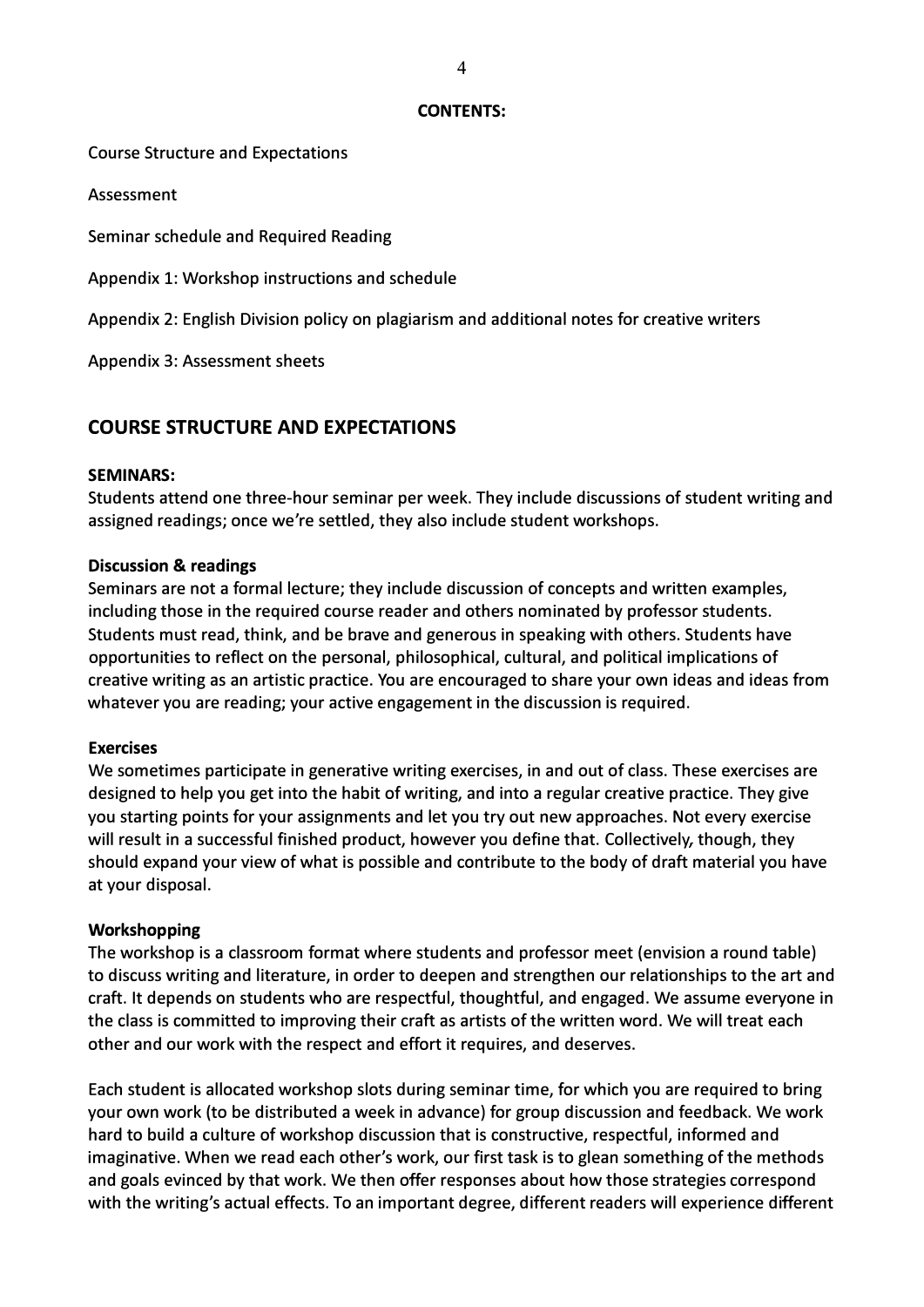**CONTENTS:**

Course Structure and Expectations

Assessment

Seminar schedule and Required Reading

Appendix 1: Workshop instructions and schedule

Appendix 2: English Division policy on plagiarism and additional notes for creative writers

Appendix 3: Assessment sheets

## COURSE STRUCTURE AND EXPECTATIONS

### SEMINARS:

Students attend one three-hour seminar per week. They include discussions of student writing and assigned readings; once we're settled, they also include student workshops.

**Discussion & readings**

Seminars are not a formal lecture; they include discussion of concepts and written examples, including those in the required course reader and others nominated by professor students. Students must read, think, and be brave and generous in speaking with others. Students have opportunities to reflect on the personal, philosophical, cultural, and political implications of creative writing as an artistic practice. You are encouraged to share your own ideas and ideas from whatever you are reading; your active engagement in the discussion is required.

**Exercises**

We sometimes participate in generative writing exercises, in and out of class. These exercises are designed to help you get into the habit of writing, and into a regular creative practice. They give you starting points for your assignments and let you try out new approaches. Not every exercise will result in a successful finished product, however you define that. Collectively, though, they should expand your view of what is possible and contribute to the body of draft material you have at your disposal.

**Workshopping**

The workshop is a classroom format where students and professor meet (envision a round table) to discuss writing and literature, in order to deepen and strengthen our relationships to the art and craft. It depends on students who are respectful, thoughtful, and engaged. We assume everyone in the class is committed to improving their craft as artists of the written word. We will treat each other and our work with the respect and effort it requires, and deserves.

Each student is allocated workshop slots during seminar time, for which you are required to bring your own work (to be distributed a week in advance) for group discussion and feedback. We work hard to build a culture of workshop discussion that is constructive, respectful, informed and imaginative. When we read each other's work, our first task is to glean something of the methods and goals evinced by that work. We then offer responses about how those strategies correspond with the writing's actual effects. To an important degree, different readers will experience different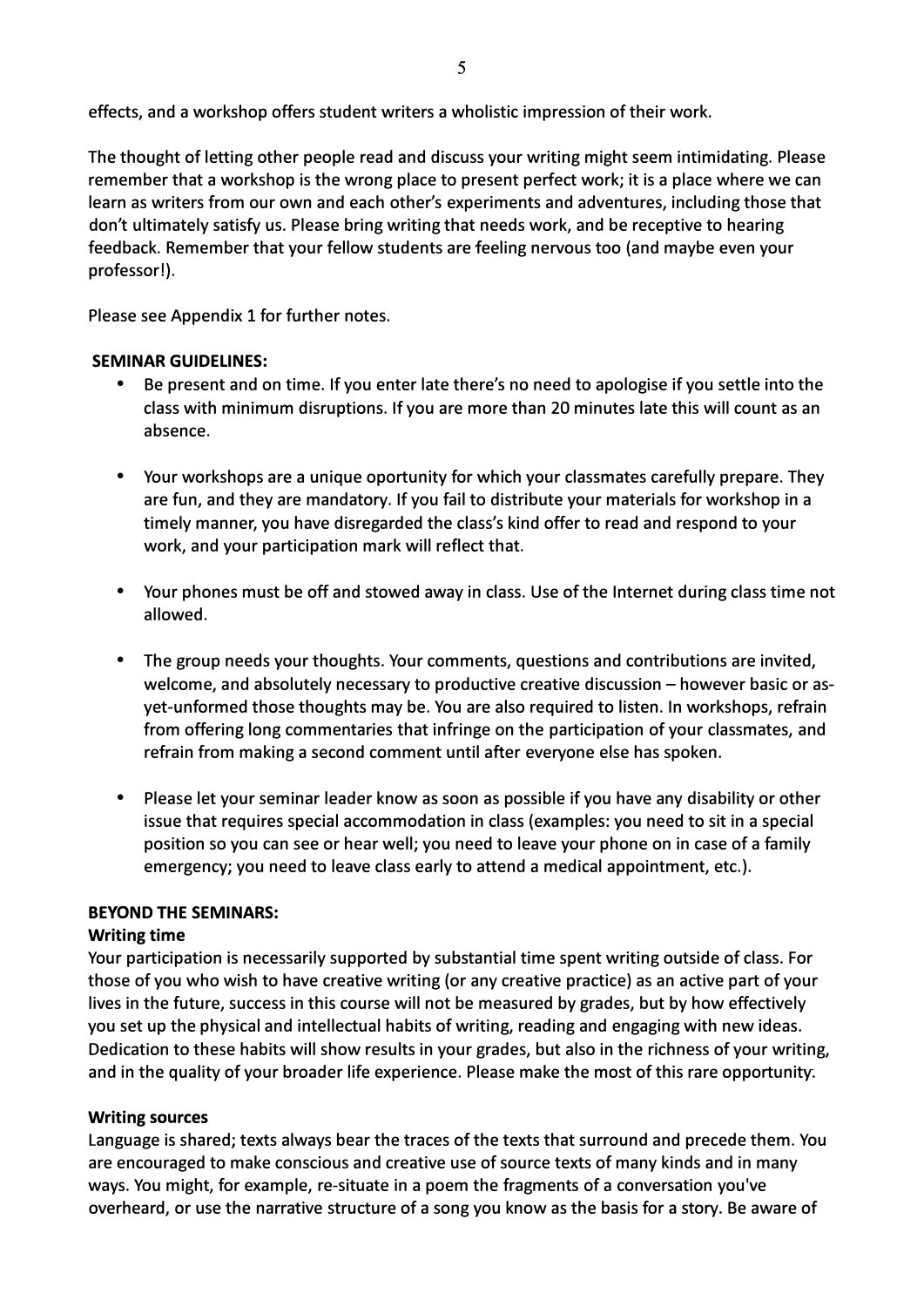effects, and a workshop offers student writers a wholistic impression of their work.

The thought of letting other people read and discuss your writing might seem intimidating. Please remember that a workshop is the wrong place to present perfect work; it is a place where we can learn as writers from our own and each other's experiments and adventures, including those that don't ultimately satisfy us. Please bring writing that needs work, and be receptive to hearing feedback. Remember that your fellow students are feeling nervous too (and maybe even your professor!).

Please see Appendix 1 for further notes.

**SEMINAR GUIDELINES:**

- Be present and on time. If you enter late there's no need to apologise if you settle into the class with minimum disruptions. If you are more than 20 minutes late this will count as an absence.

- Your workshops are a unique oportunity for which your classmates carefully prepare. They are fun, and they are mandatory. If you fail to distribute your materials for workshop in a timely manner, you have disregarded the class's kind offer to read and respond to your work, and your participation mark will reflect that.

- Your phones must be off and stowed away in class. Use of the Internet during class time not allowed.

- The group needs your thoughts. Your comments, questions and contributions are invited, welcome, and absolutely necessary to productive creative discussion – however basic or as-yet-unformed those thoughts may be. You are also required to listen. In workshops, refrain from offering long commentaries that infringe on the participation of your classmates, and refrain from making a second comment until after everyone else has spoken.

- Please let your seminar leader know as soon as possible if you have any disability or other issue that requires special accommodation in class (examples: you need to sit in a special position so you can see or hear well; you need to leave your phone on in case of a family emergency; you need to leave class early to attend a medical appointment, etc.).

**BEYOND THE SEMINARS:**

**Writing time**

Your participation is necessarily supported by substantial time spent writing outside of class. For those of you who wish to have creative writing (or any creative practice) as an active part of your lives in the future, success in this course will not be measured by grades, but by how effectively you set up the physical and intellectual habits of writing, reading and engaging with new ideas. Dedication to these habits will show results in your grades, but also in the richness of your writing, and in the quality of your broader life experience. Please make the most of this rare opportunity.

**Writing sources**

Language is shared; texts always bear the traces of the texts that surround and precede them. You are encouraged to make conscious and creative use of source texts of many kinds and in many ways. You might, for example, re-situate in a poem the fragments of a conversation you've overheard, or use the narrative structure of a song you know as the basis for a story. Be aware of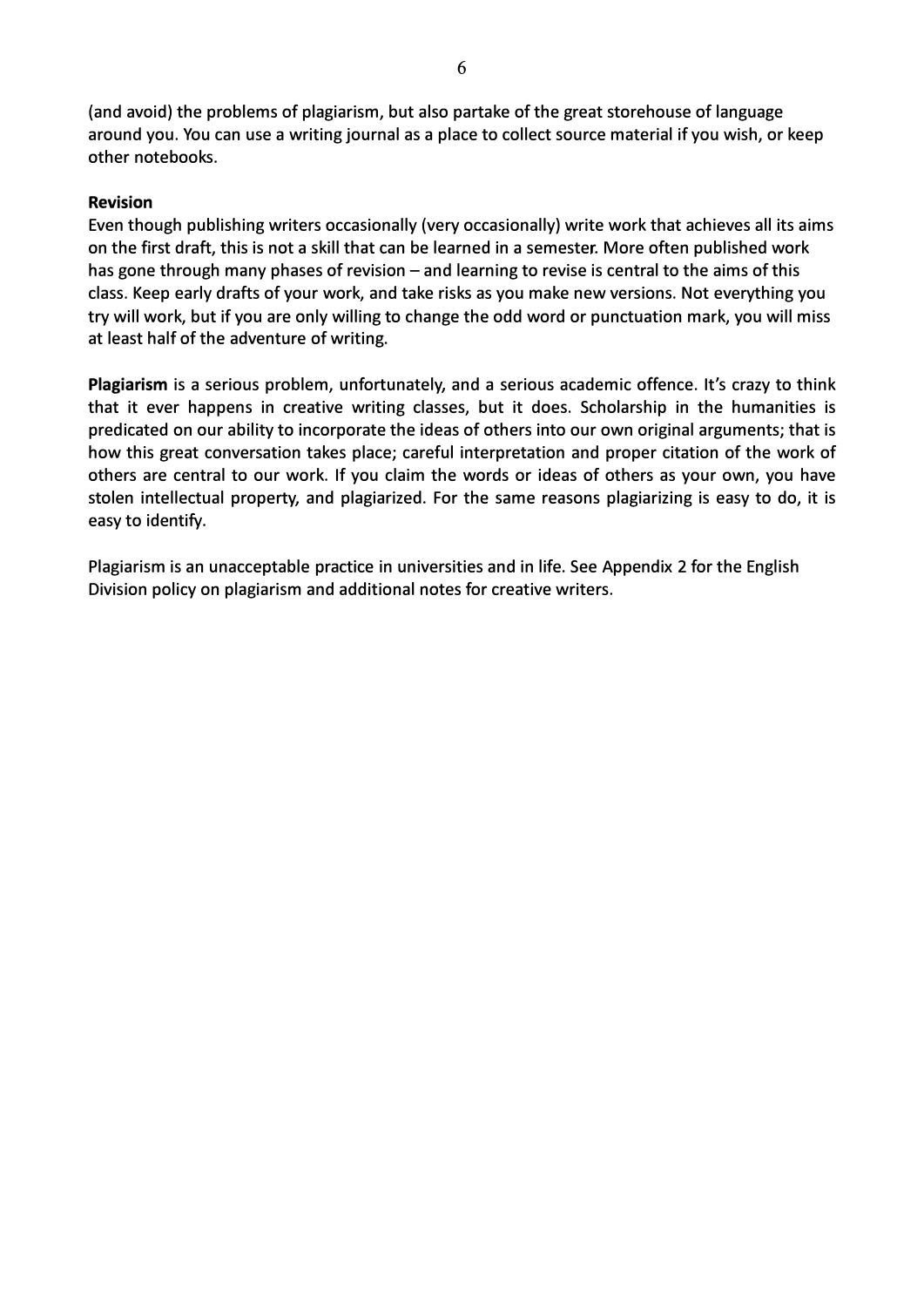(and avoid) the problems of plagiarism, but also partake of the great storehouse of language around you. You can use a writing journal as a place to collect source material if you wish, or keep other notebooks.

**Revision**

Even though publishing writers occasionally (very occasionally) write work that achieves all its aims on the first draft, this is not a skill that can be learned in a semester. More often published work has gone through many phases of revision – and learning to revise is central to the aims of this class. Keep early drafts of your work, and take risks as you make new versions. Not everything you try will work, but if you are only willing to change the odd word or punctuation mark, you will miss at least half of the adventure of writing.

**Plagiarism** is a serious problem, unfortunately, and a serious academic offence. It's crazy to think that it ever happens in creative writing classes, but it does. Scholarship in the humanities is predicated on our ability to incorporate the ideas of others into our own original arguments; that is how this great conversation takes place; careful interpretation and proper citation of the work of others are central to our work. If you claim the words or ideas of others as your own, you have stolen intellectual property, and plagiarized. For the same reasons plagiarizing is easy to do, it is easy to identify.

Plagiarism is an unacceptable practice in universities and in life. See Appendix 2 for the English Division policy on plagiarism and additional notes for creative writers.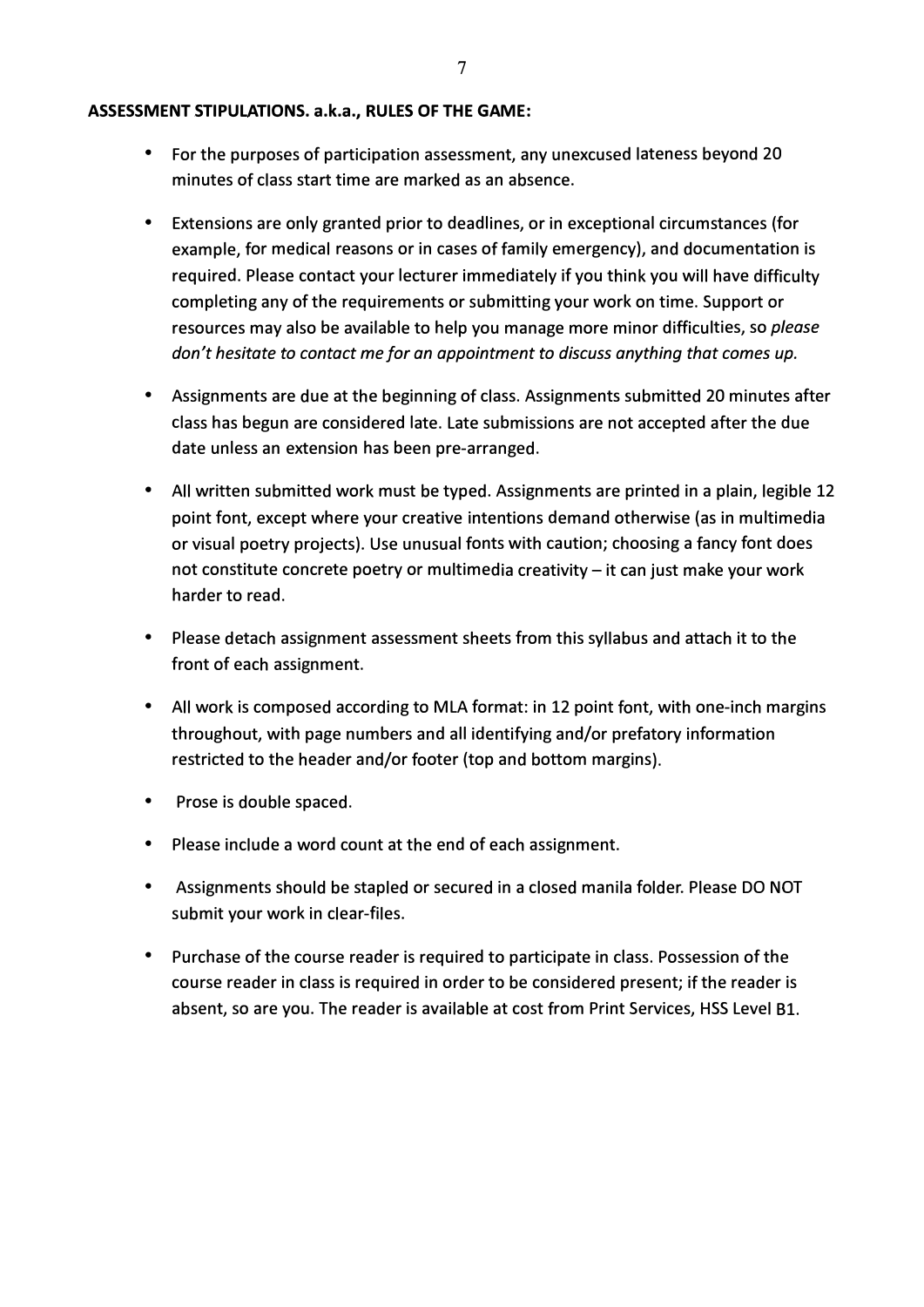**ASSESSMENT STIPULATIONS. a.k.a., RULES OF THE GAME:**

- For the purposes of participation assessment, any unexcused lateness beyond 20 minutes of class start time are marked as an absence.

- Extensions are only granted prior to deadlines, or in exceptional circumstances (for example, for medical reasons or in cases of family emergency), and documentation is required. Please contact your lecturer immediately if you think you will have difficulty completing any of the requirements or submitting your work on time. Support or resources may also be available to help you manage more minor difficulties, so *please don't hesitate to contact me for an appointment to discuss anything that comes up.*

- Assignments are due at the beginning of class. Assignments submitted 20 minutes after class has begun are considered late. Late submissions are not accepted after the due date unless an extension has been pre-arranged.

- All written submitted work must be typed. Assignments are printed in a plain, legible 12 point font, except where your creative intentions demand otherwise (as in multimedia or visual poetry projects). Use unusual fonts with caution; choosing a fancy font does not constitute concrete poetry or multimedia creativity – it can just make your work harder to read.

- Please detach assignment assessment sheets from this syllabus and attach it to the front of each assignment.

- All work is composed according to MLA format: in 12 point font, with one-inch margins throughout, with page numbers and all identifying and/or prefatory information restricted to the header and/or footer (top and bottom margins).

- Prose is double spaced.

- Please include a word count at the end of each assignment.

- Assignments should be stapled or secured in a closed manila folder. Please DO NOT submit your work in clear-files.

- Purchase of the course reader is required to participate in class. Possession of the course reader in class is required in order to be considered present; if the reader is absent, so are you. The reader is available at cost from Print Services, HSS Level B1.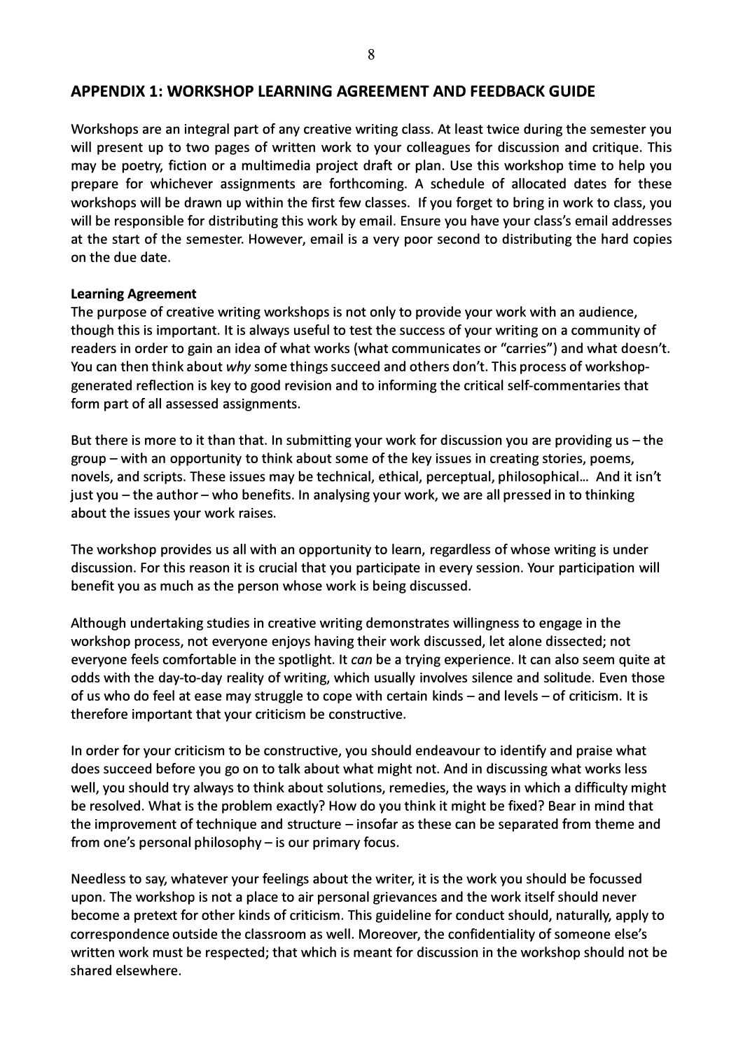## APPENDIX 1: WORKSHOP LEARNING AGREEMENT AND FEEDBACK GUIDE

Workshops are an integral part of any creative writing class. At least twice during the semester you will present up to two pages of written work to your colleagues for discussion and critique. This may be poetry, fiction or a multimedia project draft or plan. Use this workshop time to help you prepare for whichever assignments are forthcoming. A schedule of allocated dates for these workshops will be drawn up within the first few classes. If you forget to bring in work to class, you will be responsible for distributing this work by email. Ensure you have your class's email addresses at the start of the semester. However, email is a very poor second to distributing the hard copies on the due date.

**Learning Agreement**

The purpose of creative writing workshops is not only to provide your work with an audience, though this is important. It is always useful to test the success of your writing on a community of readers in order to gain an idea of what works (what communicates or "carries") and what doesn't. You can then think about *why* some things succeed and others don't. This process of workshop-generated reflection is key to good revision and to informing the critical self-commentaries that form part of all assessed assignments.

But there is more to it than that. In submitting your work for discussion you are providing us – the group – with an opportunity to think about some of the key issues in creating stories, poems, novels, and scripts. These issues may be technical, ethical, perceptual, philosophical… And it isn't just you – the author – who benefits. In analysing your work, we are all pressed in to thinking about the issues your work raises.

The workshop provides us all with an opportunity to learn, regardless of whose writing is under discussion. For this reason it is crucial that you participate in every session. Your participation will benefit you as much as the person whose work is being discussed.

Although undertaking studies in creative writing demonstrates willingness to engage in the workshop process, not everyone enjoys having their work discussed, let alone dissected; not everyone feels comfortable in the spotlight. It *can* be a trying experience. It can also seem quite at odds with the day-to-day reality of writing, which usually involves silence and solitude. Even those of us who do feel at ease may struggle to cope with certain kinds – and levels – of criticism. It is therefore important that your criticism be constructive.

In order for your criticism to be constructive, you should endeavour to identify and praise what does succeed before you go on to talk about what might not. And in discussing what works less well, you should try always to think about solutions, remedies, the ways in which a difficulty might be resolved. What is the problem exactly? How do you think it might be fixed? Bear in mind that the improvement of technique and structure – insofar as these can be separated from theme and from one's personal philosophy – is our primary focus.

Needless to say, whatever your feelings about the writer, it is the work you should be focussed upon. The workshop is not a place to air personal grievances and the work itself should never become a pretext for other kinds of criticism. This guideline for conduct should, naturally, apply to correspondence outside the classroom as well. Moreover, the confidentiality of someone else's written work must be respected; that which is meant for discussion in the workshop should not be shared elsewhere.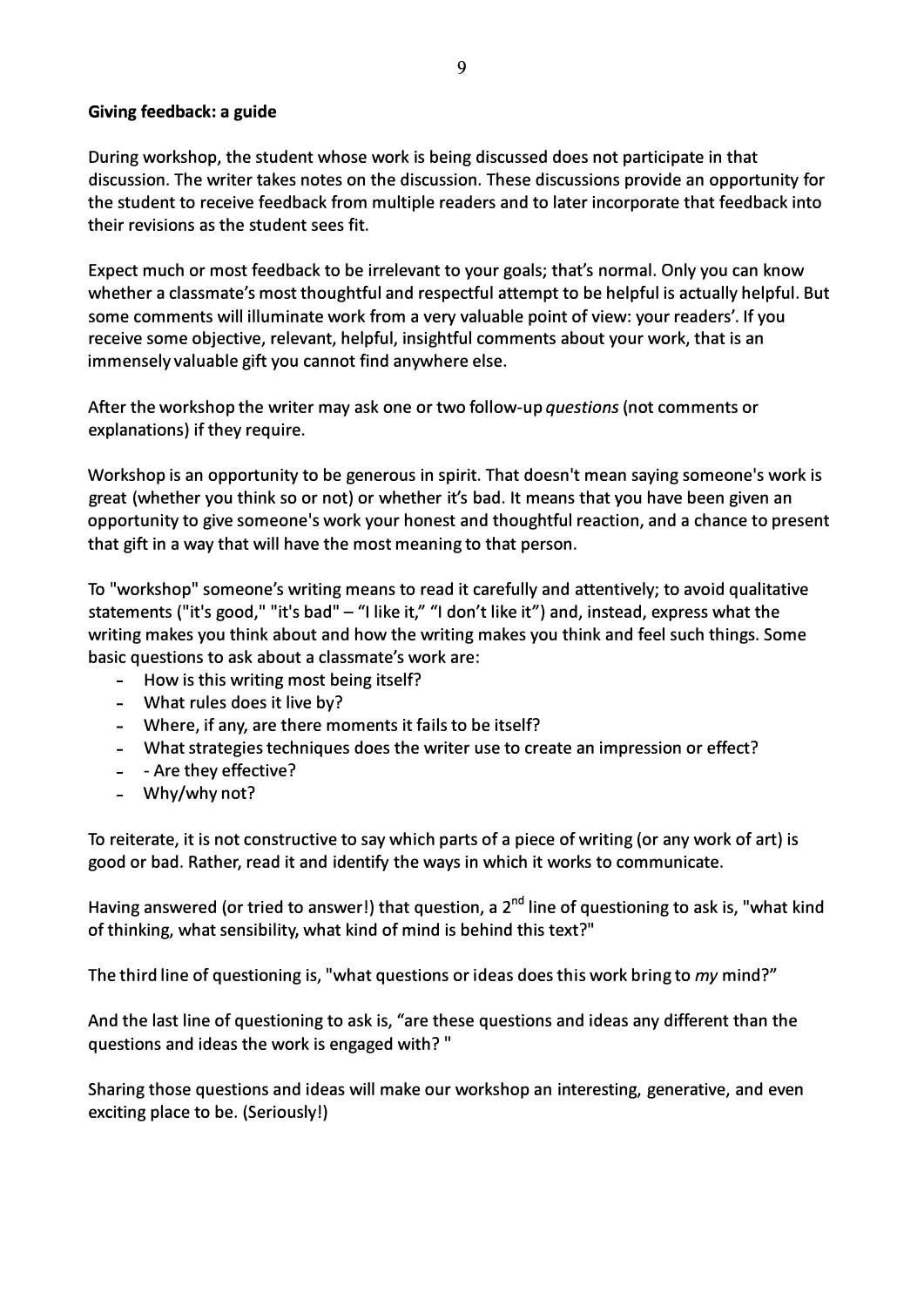**Giving feedback: a guide**

During workshop, the student whose work is being discussed does not participate in that discussion. The writer takes notes on the discussion. These discussions provide an opportunity for the student to receive feedback from multiple readers and to later incorporate that feedback into their revisions as the student sees fit.

Expect much or most feedback to be irrelevant to your goals; that's normal. Only you can know whether a classmate's most thoughtful and respectful attempt to be helpful is actually helpful. But some comments will illuminate work from a very valuable point of view: your readers'. If you receive some objective, relevant, helpful, insightful comments about your work, that is an immensely valuable gift you cannot find anywhere else.

After the workshop the writer may ask one or two follow-up *questions* (not comments or explanations) if they require.

Workshop is an opportunity to be generous in spirit. That doesn't mean saying someone's work is great (whether you think so or not) or whether it's bad. It means that you have been given an opportunity to give someone's work your honest and thoughtful reaction, and a chance to present that gift in a way that will have the most meaning to that person.

To "workshop" someone's writing means to read it carefully and attentively; to avoid qualitative statements ("it's good," "it's bad" – "I like it," "I don't like it") and, instead, express what the writing makes you think about and how the writing makes you think and feel such things. Some basic questions to ask about a classmate's work are:

- How is this writing most being itself?
- What rules does it live by?
- Where, if any, are there moments it fails to be itself?
- What strategies techniques does the writer use to create an impression or effect?
- - Are they effective?
- Why/why not?

To reiterate, it is not constructive to say which parts of a piece of writing (or any work of art) is good or bad. Rather, read it and identify the ways in which it works to communicate.

Having answered (or tried to answer!) that question, a 2nd line of questioning to ask is, "what kind of thinking, what sensibility, what kind of mind is behind this text?"

The third line of questioning is, "what questions or ideas does this work bring to *my* mind?"

And the last line of questioning to ask is, "are these questions and ideas any different than the questions and ideas the work is engaged with? "

Sharing those questions and ideas will make our workshop an interesting, generative, and even exciting place to be. (Seriously!)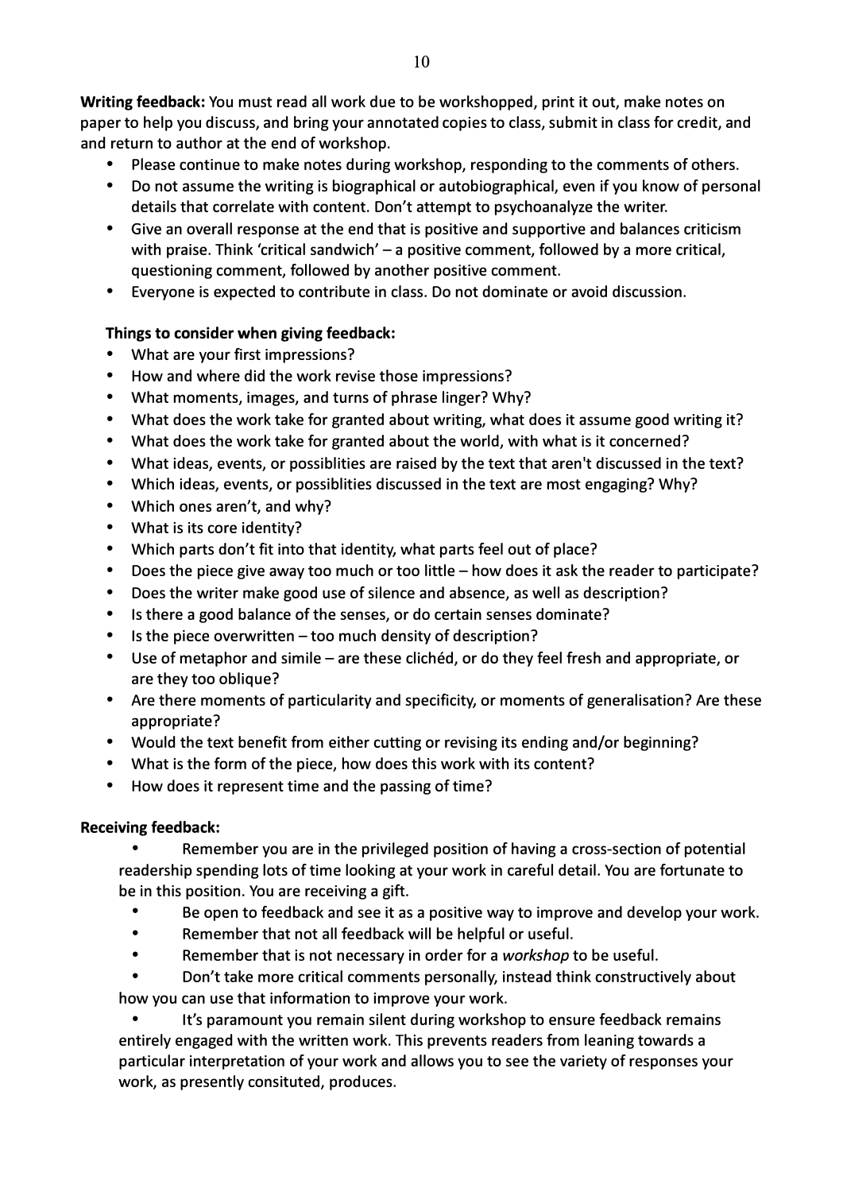**Writing feedback:** You must read all work due to be workshopped, print it out, make notes on paper to help you discuss, and bring your annotated copies to class, submit in class for credit, and and return to author at the end of workshop.

- Please continue to make notes during workshop, responding to the comments of others.
- Do not assume the writing is biographical or autobiographical, even if you know of personal details that correlate with content. Don't attempt to psychoanalyze the writer.
- Give an overall response at the end that is positive and supportive and balances criticism with praise. Think 'critical sandwich' – a positive comment, followed by a more critical, questioning comment, followed by another positive comment.
- Everyone is expected to contribute in class. Do not dominate or avoid discussion.

**Things to consider when giving feedback:**

- What are your first impressions?
- How and where did the work revise those impressions?
- What moments, images, and turns of phrase linger? Why?
- What does the work take for granted about writing, what does it assume good writing it?
- What does the work take for granted about the world, with what is it concerned?
- What ideas, events, or possiblities are raised by the text that aren't discussed in the text?
- Which ideas, events, or possiblities discussed in the text are most engaging? Why?
- Which ones aren't, and why?
- What is its core identity?
- Which parts don't fit into that identity, what parts feel out of place?
- Does the piece give away too much or too little – how does it ask the reader to participate?
- Does the writer make good use of silence and absence, as well as description?
- Is there a good balance of the senses, or do certain senses dominate?
- Is the piece overwritten – too much density of description?
- Use of metaphor and simile – are these clichéd, or do they feel fresh and appropriate, or are they too oblique?
- Are there moments of particularity and specificity, or moments of generalisation? Are these appropriate?
- Would the text benefit from either cutting or revising its ending and/or beginning?
- What is the form of the piece, how does this work with its content?
- How does it represent time and the passing of time?

**Receiving feedback:**

- Remember you are in the privileged position of having a cross-section of potential readership spending lots of time looking at your work in careful detail. You are fortunate to be in this position. You are receiving a gift.
- Be open to feedback and see it as a positive way to improve and develop your work.
- Remember that not all feedback will be helpful or useful.
- Remember that is not necessary in order for a *workshop* to be useful.
- Don't take more critical comments personally, instead think constructively about how you can use that information to improve your work.
- It's paramount you remain silent during workshop to ensure feedback remains entirely engaged with the written work. This prevents readers from leaning towards a particular interpretation of your work and allows you to see the variety of responses your work, as presently consituted, produces.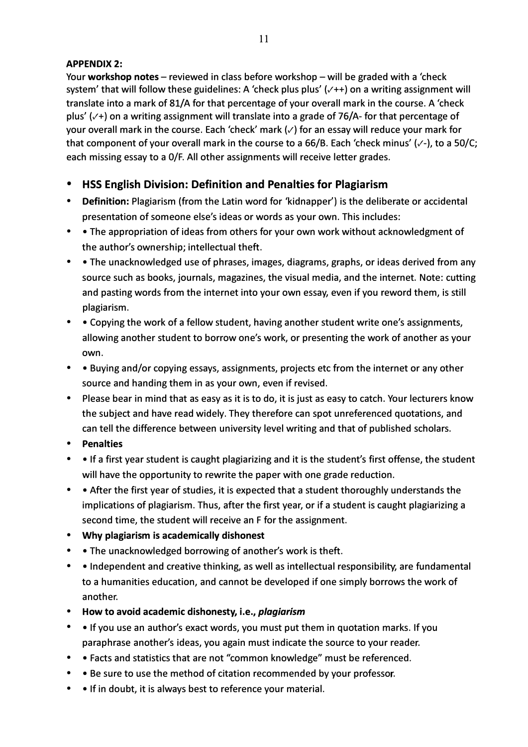**APPENDIX 2:**

Your **workshop notes** – reviewed in class before workshop – will be graded with a 'check system' that will follow these guidelines: A 'check plus plus' (✓++) on a writing assignment will translate into a mark of 81/A for that percentage of your overall mark in the course. A 'check plus' (✓+) on a writing assignment will translate into a grade of 76/A- for that percentage of your overall mark in the course. Each 'check' mark (✓) for an essay will reduce your mark for that component of your overall mark in the course to a 66/B. Each 'check minus' (✓-), to a 50/C; each missing essay to a 0/F. All other assignments will receive letter grades.

- **HSS English Division: Definition and Penalties for Plagiarism**
- **Definition:** Plagiarism (from the Latin word for 'kidnapper') is the deliberate or accidental presentation of someone else's ideas or words as your own. This includes:
- • The appropriation of ideas from others for your own work without acknowledgment of the author's ownership; intellectual theft.
- • The unacknowledged use of phrases, images, diagrams, graphs, or ideas derived from any source such as books, journals, magazines, the visual media, and the internet. Note: cutting and pasting words from the internet into your own essay, even if you reword them, is still plagiarism.
- • Copying the work of a fellow student, having another student write one's assignments, allowing another student to borrow one's work, or presenting the work of another as your own.
- • Buying and/or copying essays, assignments, projects etc from the internet or any other source and handing them in as your own, even if revised.
- Please bear in mind that as easy as it is to do, it is just as easy to catch. Your lecturers know the subject and have read widely. They therefore can spot unreferenced quotations, and can tell the difference between university level writing and that of published scholars.
- **Penalties**
- • If a first year student is caught plagiarizing and it is the student's first offense, the student will have the opportunity to rewrite the paper with one grade reduction.
- • After the first year of studies, it is expected that a student thoroughly understands the implications of plagiarism. Thus, after the first year, or if a student is caught plagiarizing a second time, the student will receive an F for the assignment.
- **Why plagiarism is academically dishonest**
- • The unacknowledged borrowing of another's work is theft.
- • Independent and creative thinking, as well as intellectual responsibility, are fundamental to a humanities education, and cannot be developed if one simply borrows the work of another.
- **How to avoid academic dishonesty, i.e., *plagiarism***
- • If you use an author's exact words, you must put them in quotation marks. If you paraphrase another's ideas, you again must indicate the source to your reader.
- • Facts and statistics that are not "common knowledge" must be referenced.
- • Be sure to use the method of citation recommended by your professor.
- • If in doubt, it is always best to reference your material.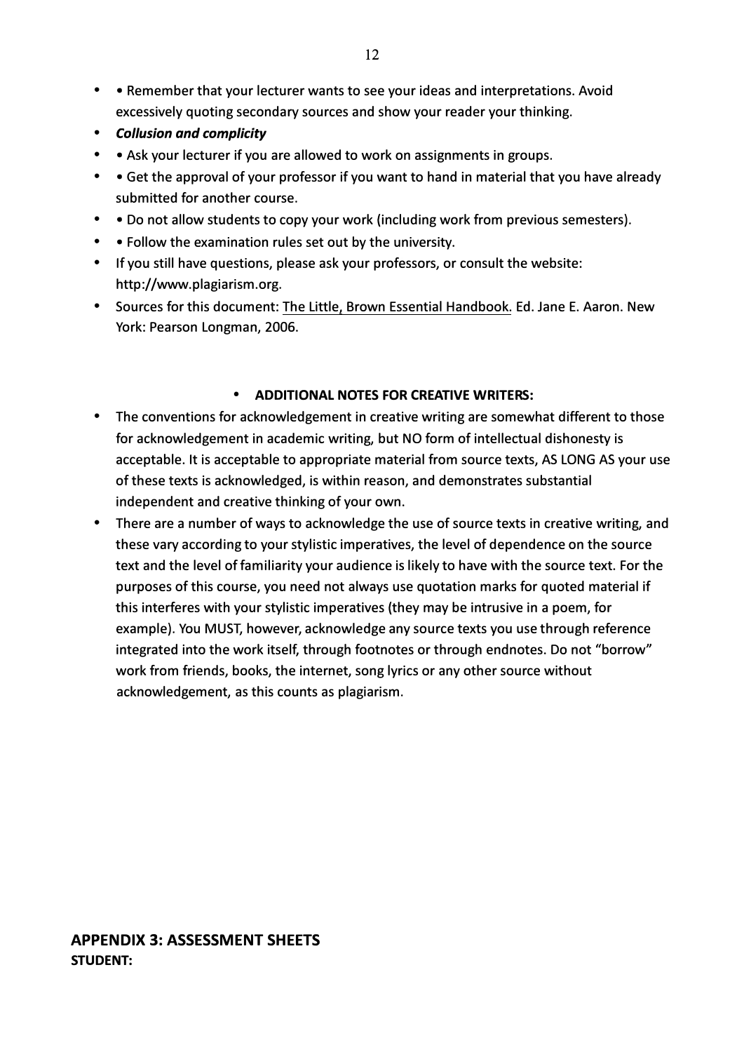- • Remember that your lecturer wants to see your ideas and interpretations. Avoid excessively quoting secondary sources and show your reader your thinking.
- ***Collusion and complicity***
- • Ask your lecturer if you are allowed to work on assignments in groups.
- • Get the approval of your professor if you want to hand in material that you have already submitted for another course.
- • Do not allow students to copy your work (including work from previous semesters).
- • Follow the examination rules set out by the university.
- If you still have questions, please ask your professors, or consult the website: http://www.plagiarism.org.
- Sources for this document: The Little, Brown Essential Handbook. Ed. Jane E. Aaron. New York: Pearson Longman, 2006.

- **ADDITIONAL NOTES FOR CREATIVE WRITERS:**

- The conventions for acknowledgement in creative writing are somewhat different to those for acknowledgement in academic writing, but NO form of intellectual dishonesty is acceptable. It is acceptable to appropriate material from source texts, AS LONG AS your use of these texts is acknowledged, is within reason, and demonstrates substantial independent and creative thinking of your own.
- There are a number of ways to acknowledge the use of source texts in creative writing, and these vary according to your stylistic imperatives, the level of dependence on the source text and the level of familiarity your audience is likely to have with the source text. For the purposes of this course, you need not always use quotation marks for quoted material if this interferes with your stylistic imperatives (they may be intrusive in a poem, for example). You MUST, however, acknowledge any source texts you use through reference integrated into the work itself, through footnotes or through endnotes. Do not "borrow" work from friends, books, the internet, song lyrics or any other source without acknowledgement, as this counts as plagiarism.

## APPENDIX 3: ASSESSMENT SHEETS

**STUDENT:**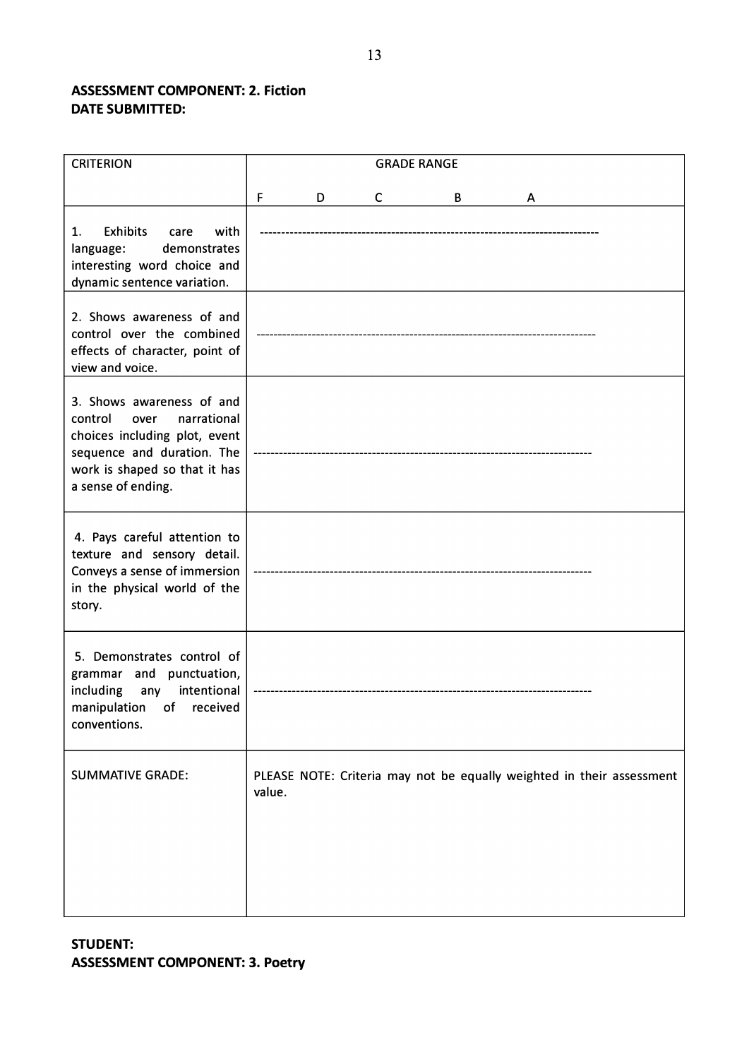**ASSESSMENT COMPONENT: 2. Fiction**
**DATE SUBMITTED:**

| CRITERION | GRADE RANGE<br><br>F &nbsp;&nbsp;&nbsp;&nbsp; D &nbsp;&nbsp;&nbsp;&nbsp; C &nbsp;&nbsp;&nbsp;&nbsp; B &nbsp;&nbsp;&nbsp;&nbsp; A |
|---|---|
| 1. Exhibits care with language: demonstrates interesting word choice and dynamic sentence variation. | ------------------------------------------------------------------------------- |
| 2. Shows awareness of and control over the combined effects of character, point of view and voice. | ------------------------------------------------------------------------------- |
| 3. Shows awareness of and control over narrational choices including plot, event sequence and duration. The work is shaped so that it has a sense of ending. | ------------------------------------------------------------------------------- |
| 4. Pays careful attention to texture and sensory detail. Conveys a sense of immersion in the physical world of the story. | ------------------------------------------------------------------------------- |
| 5. Demonstrates control of grammar and punctuation, including any intentional manipulation of received conventions. | ------------------------------------------------------------------------------- |
| SUMMATIVE GRADE: | PLEASE NOTE: Criteria may not be equally weighted in their assessment value. |

**STUDENT:**
**ASSESSMENT COMPONENT: 3. Poetry**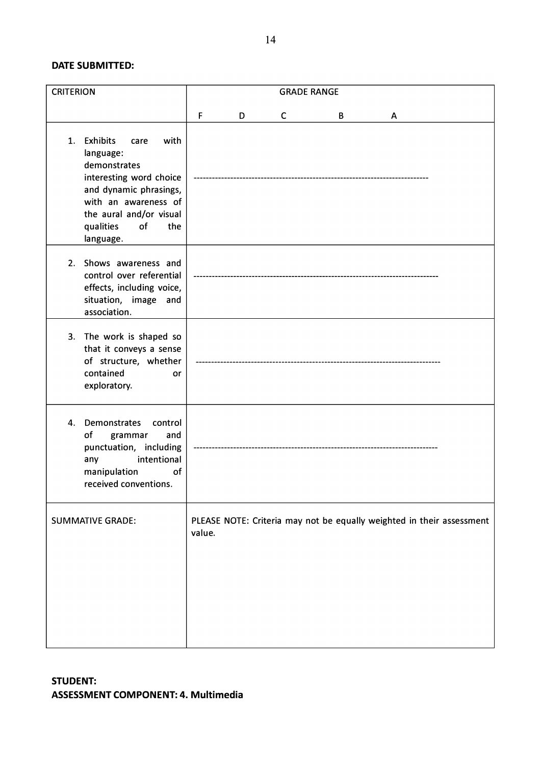**DATE SUBMITTED:**

| CRITERION | GRADE RANGE<br><br>F D C B A |
|---|---|
| 1. Exhibits care with language: demonstrates interesting word choice and dynamic phrasings, with an awareness of the aural and/or visual qualities of the language. | ------------------------------------------------------------------------------ |
| 2. Shows awareness and control over referential effects, including voice, situation, image and association. | ------------------------------------------------------------------------------ |
| 3. The work is shaped so that it conveys a sense of structure, whether contained or exploratory. | ------------------------------------------------------------------------------ |
| 4. Demonstrates control of grammar and punctuation, including any intentional manipulation of received conventions. | ------------------------------------------------------------------------------ |
| SUMMATIVE GRADE: | PLEASE NOTE: Criteria may not be equally weighted in their assessment value. |

**STUDENT:**
**ASSESSMENT COMPONENT: 4. Multimedia**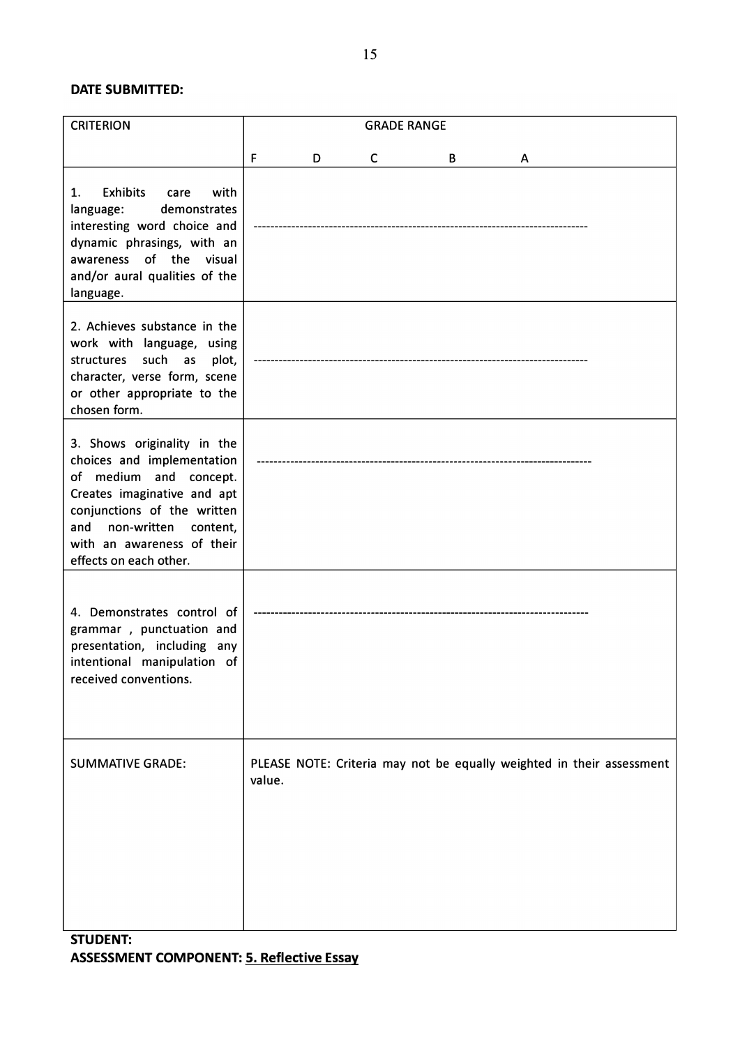**DATE SUBMITTED:**

| CRITERION | GRADE RANGE<br><br>F D C B A |
| --- | --- |
| 1. Exhibits care with language: demonstrates interesting word choice and dynamic phrasings, with an awareness of the visual and/or aural qualities of the language. | ------------------------------------------------------------------------------- |
| 2. Achieves substance in the work with language, using structures such as plot, character, verse form, scene or other appropriate to the chosen form. | ------------------------------------------------------------------------------- |
| 3. Shows originality in the choices and implementation of medium and concept. Creates imaginative and apt conjunctions of the written and non-written content, with an awareness of their effects on each other. | ------------------------------------------------------------------------------- |
| 4. Demonstrates control of grammar , punctuation and presentation, including any intentional manipulation of received conventions. | ------------------------------------------------------------------------------- |
| SUMMATIVE GRADE: | PLEASE NOTE: Criteria may not be equally weighted in their assessment value. |

**STUDENT:**

**ASSESSMENT COMPONENT: <u>5. Reflective Essay</u>**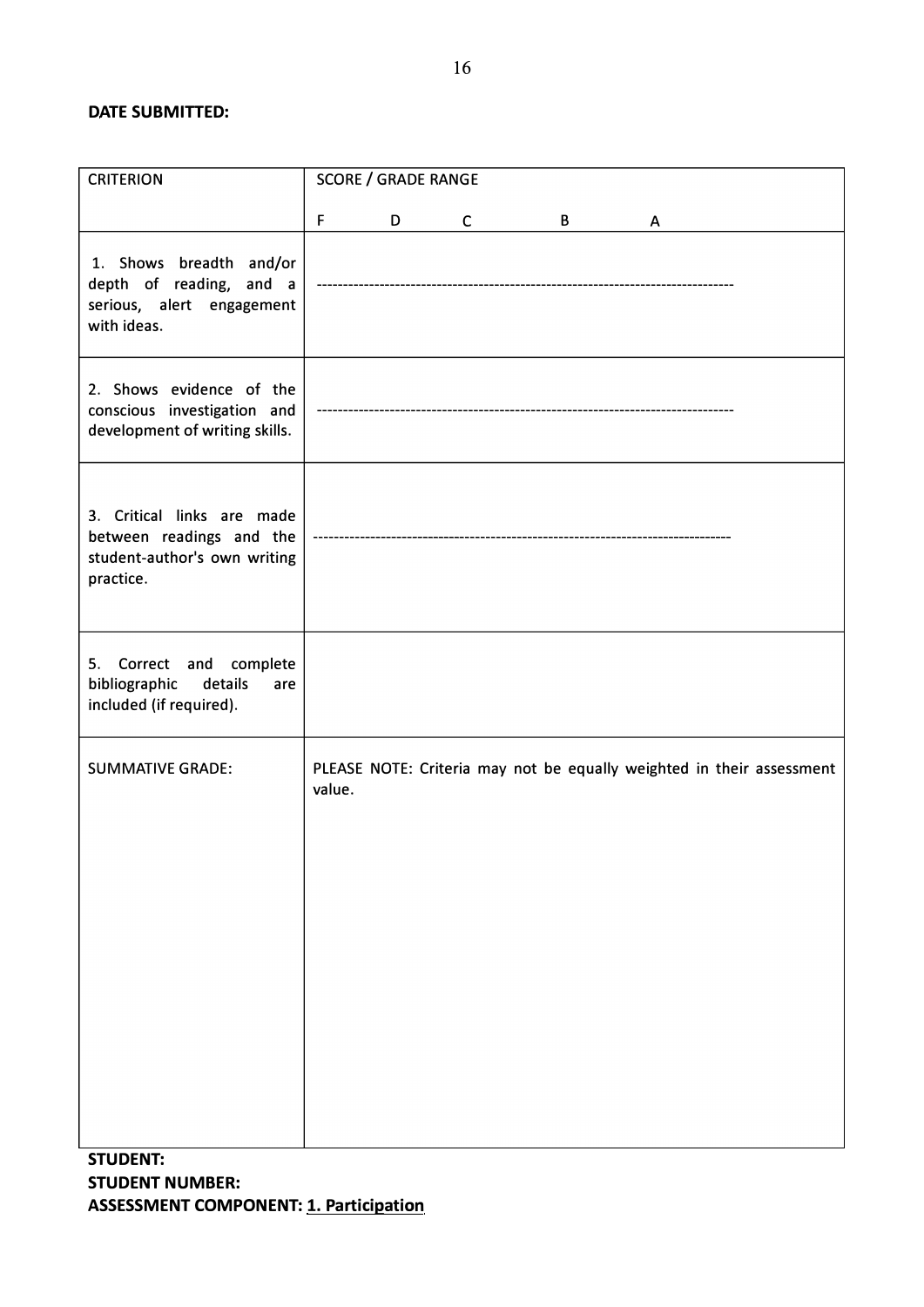**DATE SUBMITTED:**

| CRITERION | SCORE / GRADE RANGE<br><br>F D C B A |
|---|---|
| 1. Shows breadth and/or depth of reading, and a serious, alert engagement with ideas. | -------------------------------------------------------------------------------- |
| 2. Shows evidence of the conscious investigation and development of writing skills. | -------------------------------------------------------------------------------- |
| 3. Critical links are made between readings and the student-author's own writing practice. | -------------------------------------------------------------------------------- |
| 5. Correct and complete bibliographic details are included (if required). | |
| SUMMATIVE GRADE: | PLEASE NOTE: Criteria may not be equally weighted in their assessment value. |

**STUDENT:**

**STUDENT NUMBER:**

**ASSESSMENT COMPONENT: 1. Participation**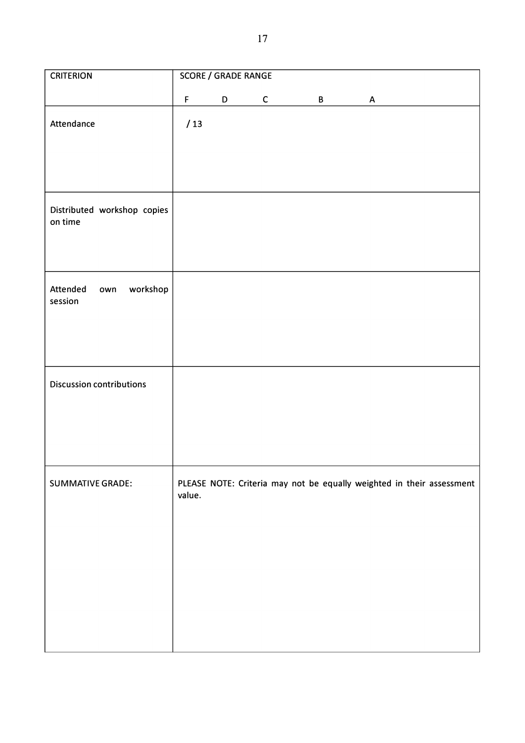| CRITERION | SCORE / GRADE RANGE<br><br>F D C B A |
| --- | --- |
| Attendance | / 13 |
| Distributed workshop copies on time | |
| Attended own workshop session | |
| Discussion contributions | |
| SUMMATIVE GRADE: | PLEASE NOTE: Criteria may not be equally weighted in their assessment value. |